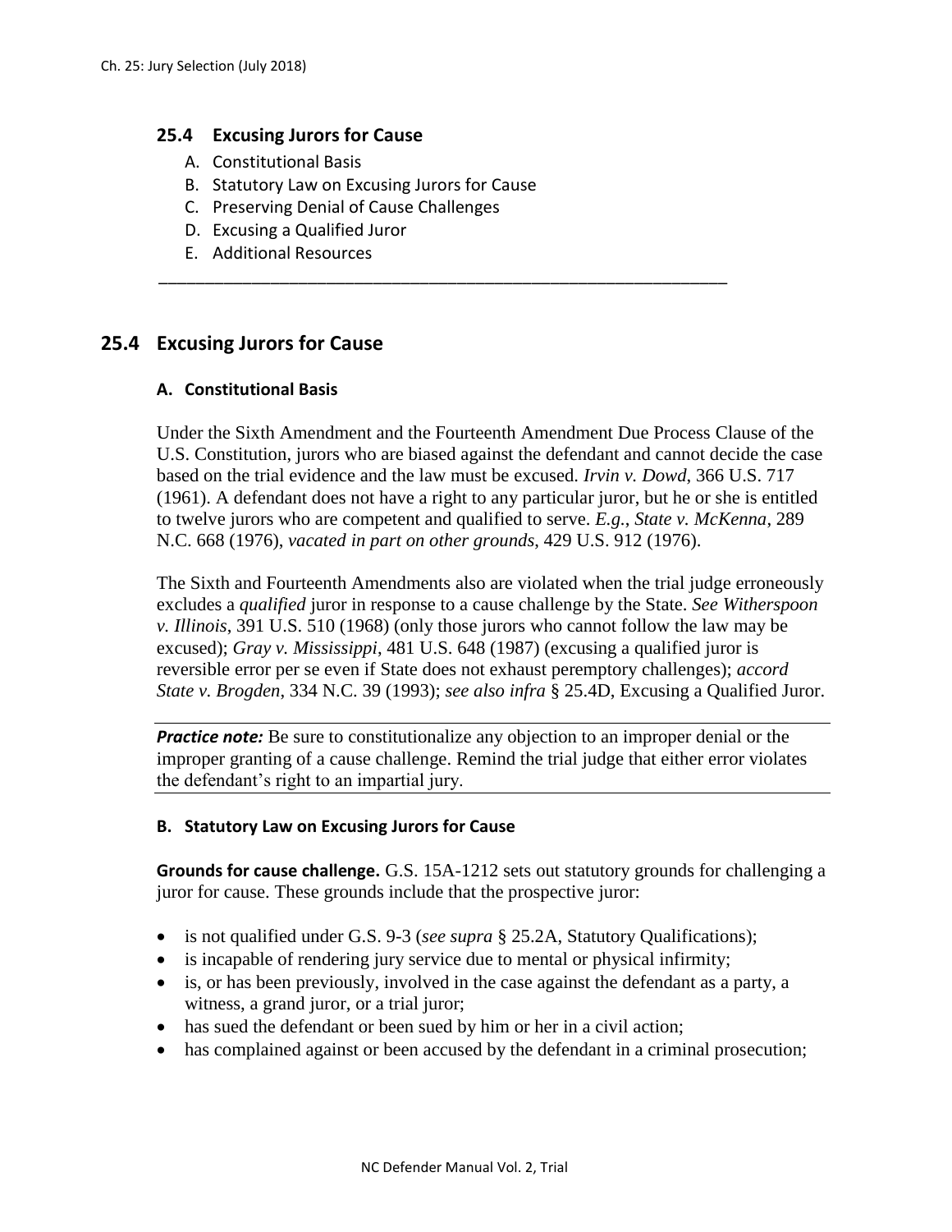## 25.4 Excusing Jurors for Cause

A. Constitutional Basis
B. Statutory Law on Excusing Jurors for Cause
C. Preserving Denial of Cause Challenges
D. Excusing a Qualified Juror
E. Additional Resources

---

## 25.4 Excusing Jurors for Cause

### A. Constitutional Basis

Under the Sixth Amendment and the Fourteenth Amendment Due Process Clause of the U.S. Constitution, jurors who are biased against the defendant and cannot decide the case based on the trial evidence and the law must be excused. *Irvin v. Dowd*, 366 U.S. 717 (1961). A defendant does not have a right to any particular juror, but he or she is entitled to twelve jurors who are competent and qualified to serve. *E.g.*, *State v. McKenna*, 289 N.C. 668 (1976), *vacated in part on other grounds*, 429 U.S. 912 (1976).

The Sixth and Fourteenth Amendments also are violated when the trial judge erroneously excludes a *qualified* juror in response to a cause challenge by the State. *See Witherspoon v. Illinois*, 391 U.S. 510 (1968) (only those jurors who cannot follow the law may be excused); *Gray v. Mississippi*, 481 U.S. 648 (1987) (excusing a qualified juror is reversible error per se even if State does not exhaust peremptory challenges); *accord State v. Brogden*, 334 N.C. 39 (1993); *see also infra* § 25.4D, Excusing a Qualified Juror.

***Practice note:*** Be sure to constitutionalize any objection to an improper denial or the improper granting of a cause challenge. Remind the trial judge that either error violates the defendant's right to an impartial jury.

### B. Statutory Law on Excusing Jurors for Cause

**Grounds for cause challenge.** G.S. 15A-1212 sets out statutory grounds for challenging a juror for cause. These grounds include that the prospective juror:

- is not qualified under G.S. 9-3 (*see supra* § 25.2A, Statutory Qualifications);
- is incapable of rendering jury service due to mental or physical infirmity;
- is, or has been previously, involved in the case against the defendant as a party, a witness, a grand juror, or a trial juror;
- has sued the defendant or been sued by him or her in a civil action;
- has complained against or been accused by the defendant in a criminal prosecution;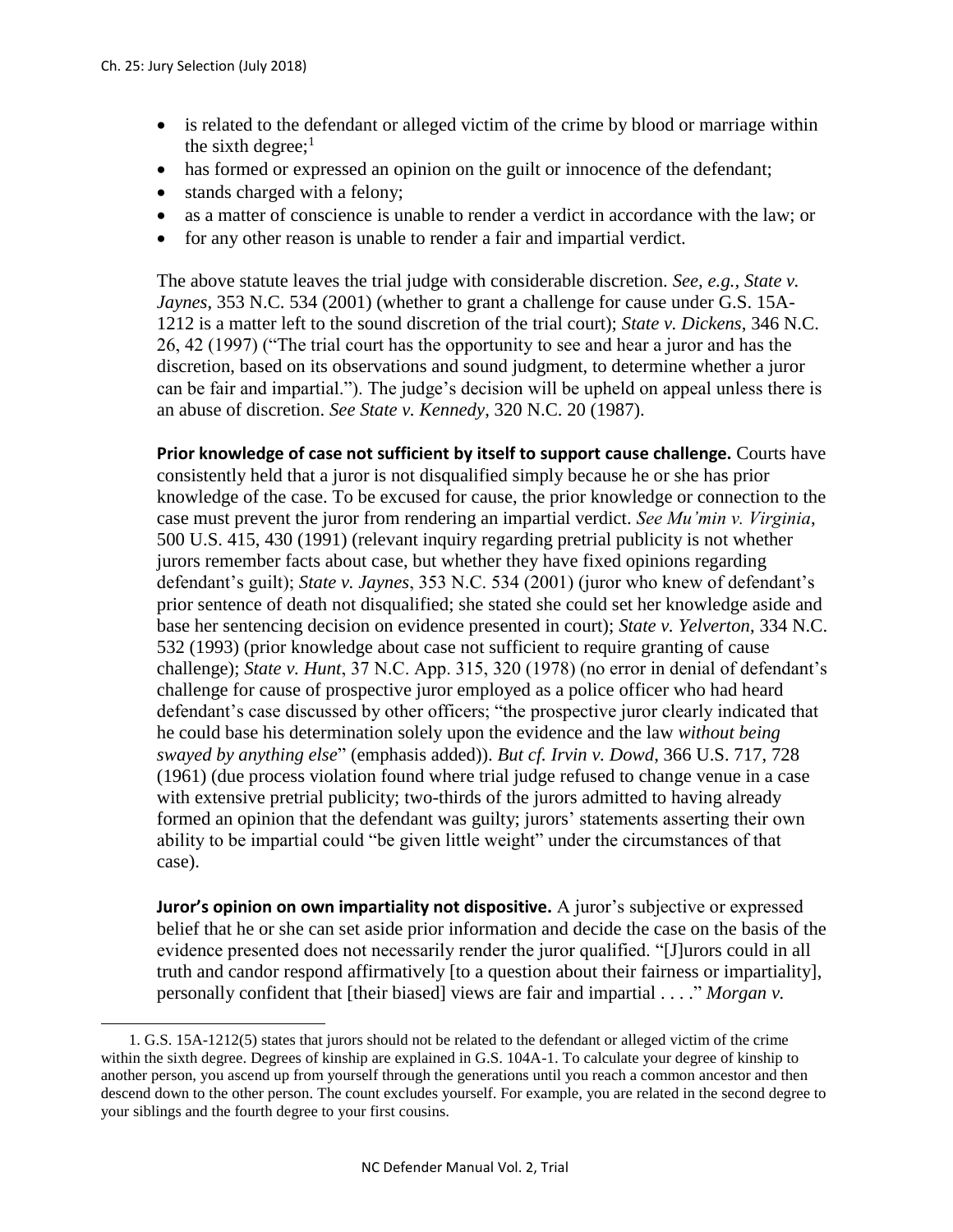- is related to the defendant or alleged victim of the crime by blood or marriage within the sixth degree;[1]
- has formed or expressed an opinion on the guilt or innocence of the defendant;
- stands charged with a felony;
- as a matter of conscience is unable to render a verdict in accordance with the law; or
- for any other reason is unable to render a fair and impartial verdict.

The above statute leaves the trial judge with considerable discretion. *See, e.g.*, *State v. Jaynes*, 353 N.C. 534 (2001) (whether to grant a challenge for cause under G.S. 15A-1212 is a matter left to the sound discretion of the trial court); *State v. Dickens*, 346 N.C. 26, 42 (1997) ("The trial court has the opportunity to see and hear a juror and has the discretion, based on its observations and sound judgment, to determine whether a juror can be fair and impartial."). The judge's decision will be upheld on appeal unless there is an abuse of discretion. *See State v. Kennedy*, 320 N.C. 20 (1987).

**Prior knowledge of case not sufficient by itself to support cause challenge.** Courts have consistently held that a juror is not disqualified simply because he or she has prior knowledge of the case. To be excused for cause, the prior knowledge or connection to the case must prevent the juror from rendering an impartial verdict. *See Mu'min v. Virginia*, 500 U.S. 415, 430 (1991) (relevant inquiry regarding pretrial publicity is not whether jurors remember facts about case, but whether they have fixed opinions regarding defendant's guilt); *State v. Jaynes*, 353 N.C. 534 (2001) (juror who knew of defendant's prior sentence of death not disqualified; she stated she could set her knowledge aside and base her sentencing decision on evidence presented in court); *State v. Yelverton*, 334 N.C. 532 (1993) (prior knowledge about case not sufficient to require granting of cause challenge); *State v. Hunt*, 37 N.C. App. 315, 320 (1978) (no error in denial of defendant's challenge for cause of prospective juror employed as a police officer who had heard defendant's case discussed by other officers; "the prospective juror clearly indicated that he could base his determination solely upon the evidence and the law *without being swayed by anything else*" (emphasis added)). *But cf. Irvin v. Dowd*, 366 U.S. 717, 728 (1961) (due process violation found where trial judge refused to change venue in a case with extensive pretrial publicity; two-thirds of the jurors admitted to having already formed an opinion that the defendant was guilty; jurors' statements asserting their own ability to be impartial could "be given little weight" under the circumstances of that case).

**Juror's opinion on own impartiality not dispositive.** A juror's subjective or expressed belief that he or she can set aside prior information and decide the case on the basis of the evidence presented does not necessarily render the juror qualified. "[J]urors could in all truth and candor respond affirmatively [to a question about their fairness or impartiality], personally confident that [their biased] views are fair and impartial . . . ." *Morgan v.*

1. G.S. 15A-1212(5) states that jurors should not be related to the defendant or alleged victim of the crime within the sixth degree. Degrees of kinship are explained in G.S. 104A-1. To calculate your degree of kinship to another person, you ascend up from yourself through the generations until you reach a common ancestor and then descend down to the other person. The count excludes yourself. For example, you are related in the second degree to your siblings and the fourth degree to your first cousins.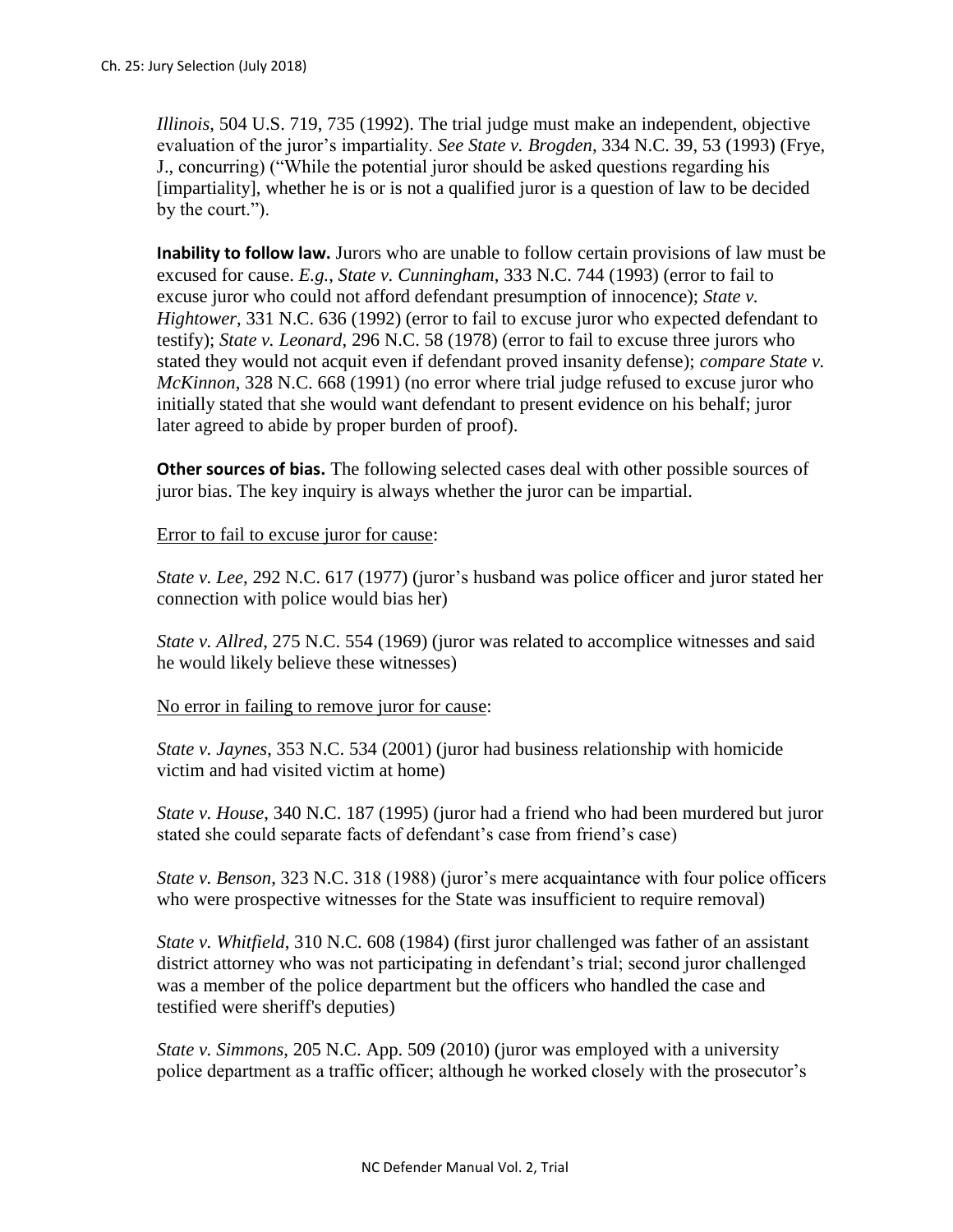*Illinois*, 504 U.S. 719, 735 (1992). The trial judge must make an independent, objective evaluation of the juror's impartiality. *See State v. Brogden*, 334 N.C. 39, 53 (1993) (Frye, J., concurring) ("While the potential juror should be asked questions regarding his [impartiality], whether he is or is not a qualified juror is a question of law to be decided by the court.").

**Inability to follow law.** Jurors who are unable to follow certain provisions of law must be excused for cause. *E.g.*, *State v. Cunningham*, 333 N.C. 744 (1993) (error to fail to excuse juror who could not afford defendant presumption of innocence); *State v. Hightower*, 331 N.C. 636 (1992) (error to fail to excuse juror who expected defendant to testify); *State v. Leonard*, 296 N.C. 58 (1978) (error to fail to excuse three jurors who stated they would not acquit even if defendant proved insanity defense); *compare State v. McKinnon*, 328 N.C. 668 (1991) (no error where trial judge refused to excuse juror who initially stated that she would want defendant to present evidence on his behalf; juror later agreed to abide by proper burden of proof).

**Other sources of bias.** The following selected cases deal with other possible sources of juror bias. The key inquiry is always whether the juror can be impartial.

<u>Error to fail to excuse juror for cause</u>:

*State v. Lee*, 292 N.C. 617 (1977) (juror's husband was police officer and juror stated her connection with police would bias her)

*State v. Allred*, 275 N.C. 554 (1969) (juror was related to accomplice witnesses and said he would likely believe these witnesses)

<u>No error in failing to remove juror for cause</u>:

*State v. Jaynes*, 353 N.C. 534 (2001) (juror had business relationship with homicide victim and had visited victim at home)

*State v. House*, 340 N.C. 187 (1995) (juror had a friend who had been murdered but juror stated she could separate facts of defendant's case from friend's case)

*State v. Benson*, 323 N.C. 318 (1988) (juror's mere acquaintance with four police officers who were prospective witnesses for the State was insufficient to require removal)

*State v. Whitfield*, 310 N.C. 608 (1984) (first juror challenged was father of an assistant district attorney who was not participating in defendant's trial; second juror challenged was a member of the police department but the officers who handled the case and testified were sheriff's deputies)

*State v. Simmons*, 205 N.C. App. 509 (2010) (juror was employed with a university police department as a traffic officer; although he worked closely with the prosecutor's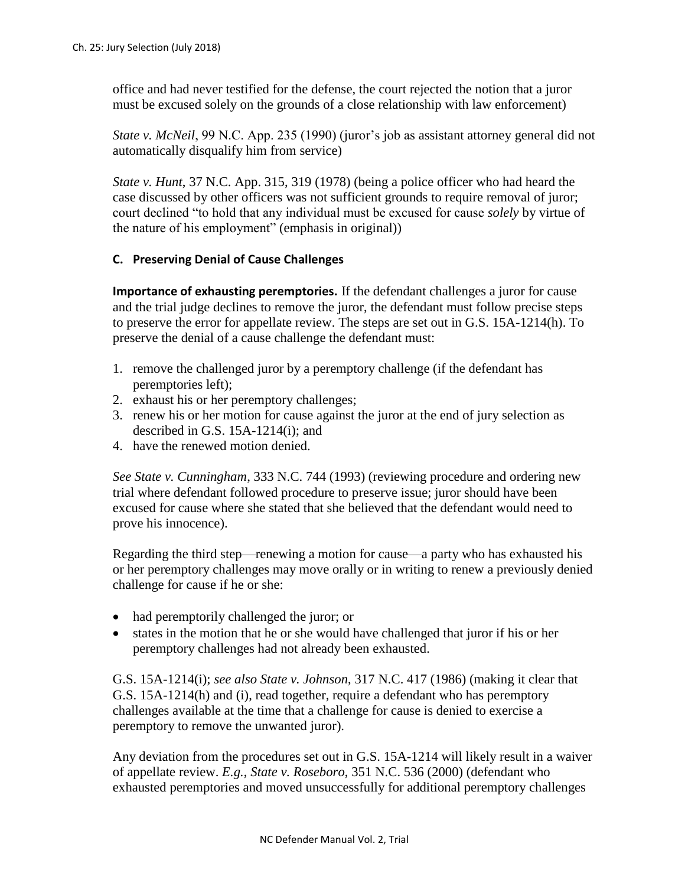office and had never testified for the defense, the court rejected the notion that a juror must be excused solely on the grounds of a close relationship with law enforcement)

*State v. McNeil*, 99 N.C. App. 235 (1990) (juror's job as assistant attorney general did not automatically disqualify him from service)

*State v. Hunt*, 37 N.C. App. 315, 319 (1978) (being a police officer who had heard the case discussed by other officers was not sufficient grounds to require removal of juror; court declined "to hold that any individual must be excused for cause *solely* by virtue of the nature of his employment" (emphasis in original))

### C. Preserving Denial of Cause Challenges

**Importance of exhausting peremptories.** If the defendant challenges a juror for cause and the trial judge declines to remove the juror, the defendant must follow precise steps to preserve the error for appellate review. The steps are set out in G.S. 15A-1214(h). To preserve the denial of a cause challenge the defendant must:

1. remove the challenged juror by a peremptory challenge (if the defendant has peremptories left);
2. exhaust his or her peremptory challenges;
3. renew his or her motion for cause against the juror at the end of jury selection as described in G.S. 15A-1214(i); and
4. have the renewed motion denied.

*See State v. Cunningham*, 333 N.C. 744 (1993) (reviewing procedure and ordering new trial where defendant followed procedure to preserve issue; juror should have been excused for cause where she stated that she believed that the defendant would need to prove his innocence).

Regarding the third step—renewing a motion for cause—a party who has exhausted his or her peremptory challenges may move orally or in writing to renew a previously denied challenge for cause if he or she:

- had peremptorily challenged the juror; or
- states in the motion that he or she would have challenged that juror if his or her peremptory challenges had not already been exhausted.

G.S. 15A-1214(i); *see also State v. Johnson*, 317 N.C. 417 (1986) (making it clear that G.S. 15A-1214(h) and (i), read together, require a defendant who has peremptory challenges available at the time that a challenge for cause is denied to exercise a peremptory to remove the unwanted juror).

Any deviation from the procedures set out in G.S. 15A-1214 will likely result in a waiver of appellate review. *E.g.*, *State v. Roseboro*, 351 N.C. 536 (2000) (defendant who exhausted peremptories and moved unsuccessfully for additional peremptory challenges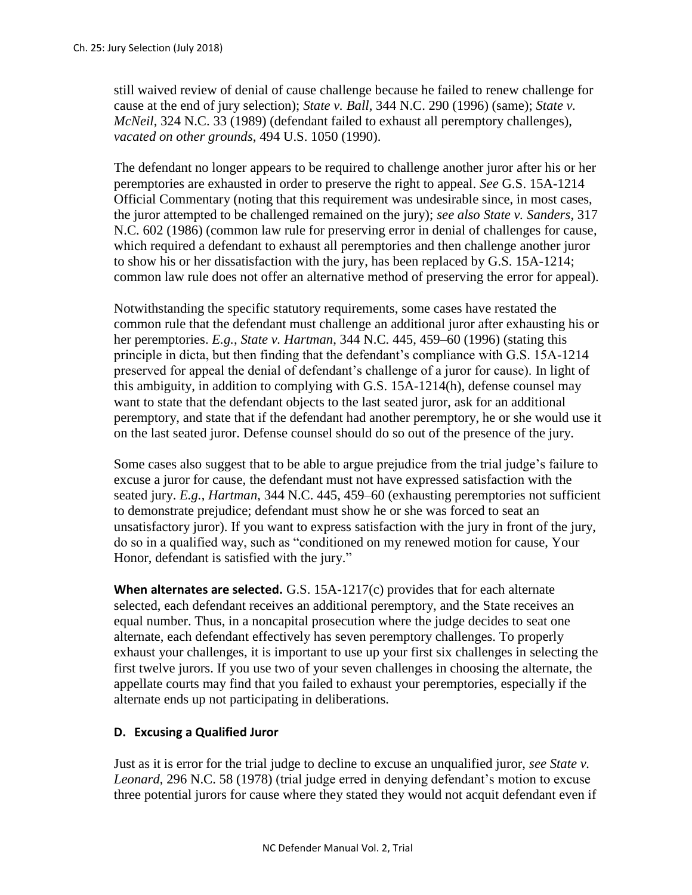still waived review of denial of cause challenge because he failed to renew challenge for cause at the end of jury selection); *State v. Ball*, 344 N.C. 290 (1996) (same); *State v. McNeil*, 324 N.C. 33 (1989) (defendant failed to exhaust all peremptory challenges), *vacated on other grounds*, 494 U.S. 1050 (1990).

The defendant no longer appears to be required to challenge another juror after his or her peremptories are exhausted in order to preserve the right to appeal. *See* G.S. 15A-1214 Official Commentary (noting that this requirement was undesirable since, in most cases, the juror attempted to be challenged remained on the jury); *see also State v. Sanders*, 317 N.C. 602 (1986) (common law rule for preserving error in denial of challenges for cause, which required a defendant to exhaust all peremptories and then challenge another juror to show his or her dissatisfaction with the jury, has been replaced by G.S. 15A-1214; common law rule does not offer an alternative method of preserving the error for appeal).

Notwithstanding the specific statutory requirements, some cases have restated the common rule that the defendant must challenge an additional juror after exhausting his or her peremptories. *E.g.*, *State v. Hartman*, 344 N.C. 445, 459–60 (1996) (stating this principle in dicta, but then finding that the defendant's compliance with G.S. 15A-1214 preserved for appeal the denial of defendant's challenge of a juror for cause). In light of this ambiguity, in addition to complying with G.S. 15A-1214(h), defense counsel may want to state that the defendant objects to the last seated juror, ask for an additional peremptory, and state that if the defendant had another peremptory, he or she would use it on the last seated juror. Defense counsel should do so out of the presence of the jury.

Some cases also suggest that to be able to argue prejudice from the trial judge's failure to excuse a juror for cause, the defendant must not have expressed satisfaction with the seated jury. *E.g.*, *Hartman*, 344 N.C. 445, 459–60 (exhausting peremptories not sufficient to demonstrate prejudice; defendant must show he or she was forced to seat an unsatisfactory juror). If you want to express satisfaction with the jury in front of the jury, do so in a qualified way, such as "conditioned on my renewed motion for cause, Your Honor, defendant is satisfied with the jury."

**When alternates are selected.** G.S. 15A-1217(c) provides that for each alternate selected, each defendant receives an additional peremptory, and the State receives an equal number. Thus, in a noncapital prosecution where the judge decides to seat one alternate, each defendant effectively has seven peremptory challenges. To properly exhaust your challenges, it is important to use up your first six challenges in selecting the first twelve jurors. If you use two of your seven challenges in choosing the alternate, the appellate courts may find that you failed to exhaust your peremptories, especially if the alternate ends up not participating in deliberations.

### D. Excusing a Qualified Juror

Just as it is error for the trial judge to decline to excuse an unqualified juror, *see State v. Leonard*, 296 N.C. 58 (1978) (trial judge erred in denying defendant's motion to excuse three potential jurors for cause where they stated they would not acquit defendant even if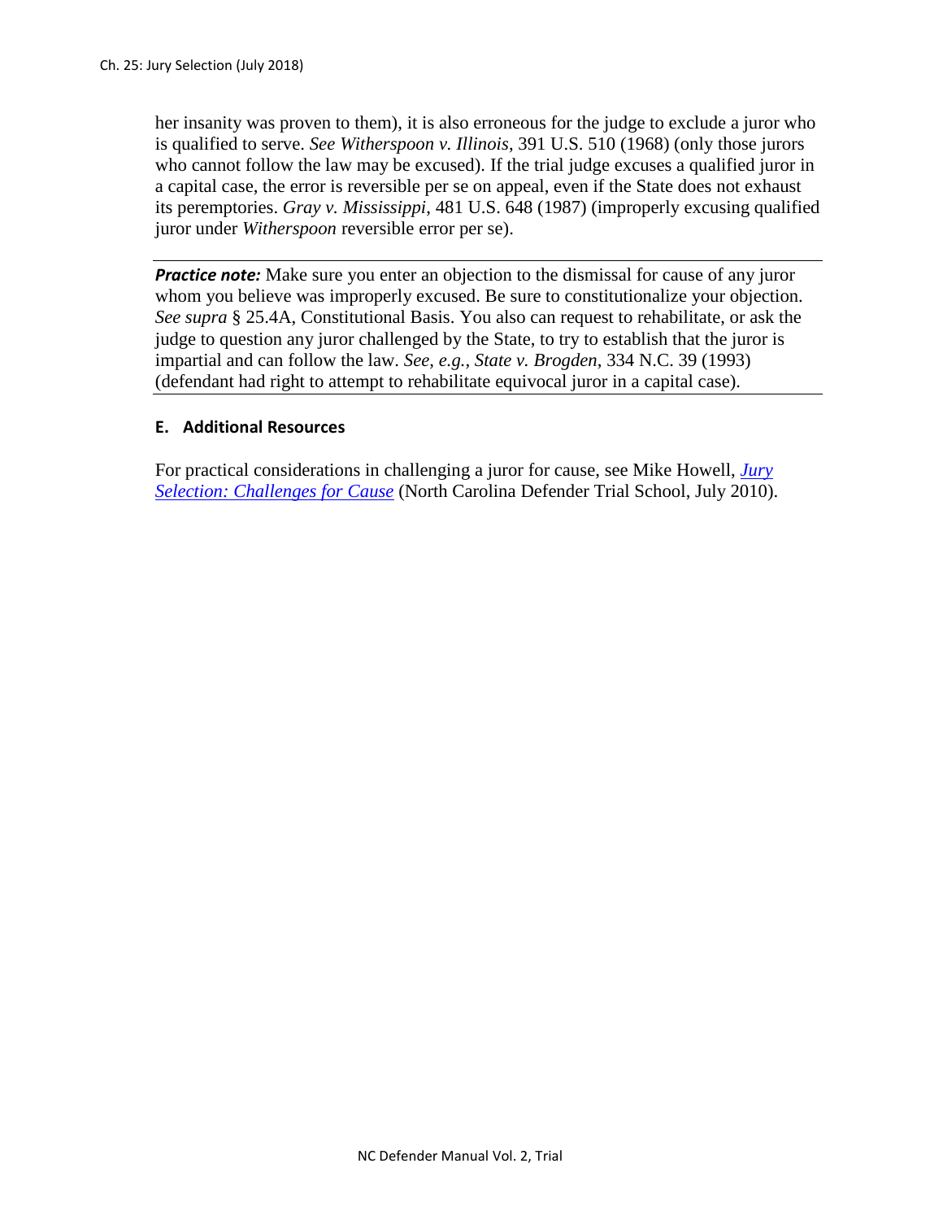her insanity was proven to them), it is also erroneous for the judge to exclude a juror who is qualified to serve. *See Witherspoon v. Illinois*, 391 U.S. 510 (1968) (only those jurors who cannot follow the law may be excused). If the trial judge excuses a qualified juror in a capital case, the error is reversible per se on appeal, even if the State does not exhaust its peremptories. *Gray v. Mississippi*, 481 U.S. 648 (1987) (improperly excusing qualified juror under *Witherspoon* reversible error per se).

***Practice note:*** Make sure you enter an objection to the dismissal for cause of any juror whom you believe was improperly excused. Be sure to constitutionalize your objection. *See supra* § 25.4A, Constitutional Basis. You also can request to rehabilitate, or ask the judge to question any juror challenged by the State, to try to establish that the juror is impartial and can follow the law. *See, e.g.*, *State v. Brogden*, 334 N.C. 39 (1993) (defendant had right to attempt to rehabilitate equivocal juror in a capital case).

### E. Additional Resources

For practical considerations in challenging a juror for cause, see Mike Howell, *Jury Selection: Challenges for Cause* (North Carolina Defender Trial School, July 2010).